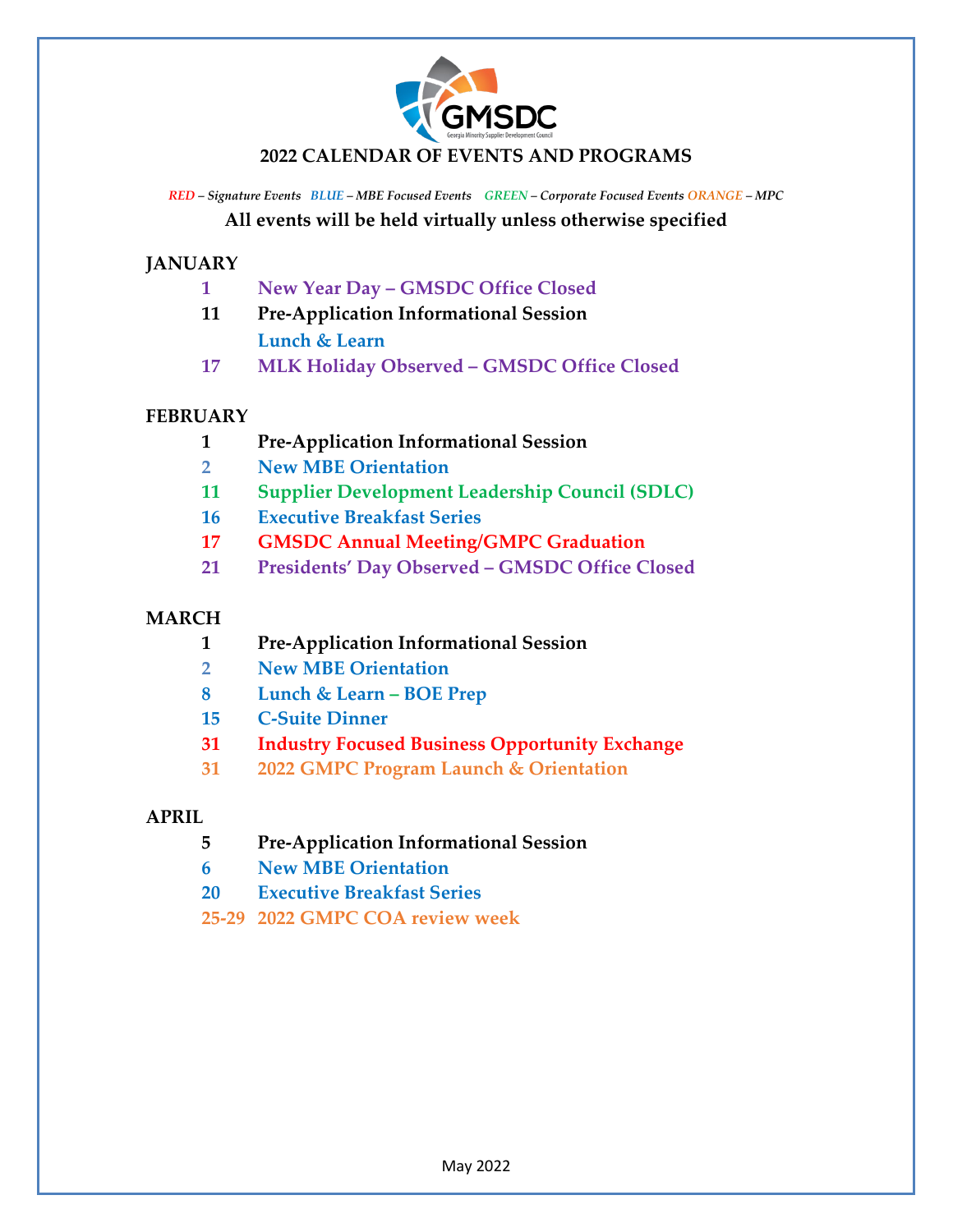# 2022 CALENDAR OF EVENTS AND PROGRAMS

*RED – Signature Events BLUE – MBE Focused Events GREEN – Corporate Focused Events ORANGE – MPC*

**All events will be held virtually unless otherwise specified**

## JANUARY

- **1** New Year Day – GMSDC Office Closed
- **11** Pre-Application Informational Session
  Lunch & Learn
- **17** MLK Holiday Observed – GMSDC Office Closed

## FEBRUARY

- **1** Pre-Application Informational Session
- **2** New MBE Orientation
- **11** Supplier Development Leadership Council (SDLC)
- **16** Executive Breakfast Series
- **17** GMSDC Annual Meeting/GMPC Graduation
- **21** Presidents' Day Observed – GMSDC Office Closed

## MARCH

- **1** Pre-Application Informational Session
- **2** New MBE Orientation
- **8** Lunch & Learn – BOE Prep
- **15** C-Suite Dinner
- **31** Industry Focused Business Opportunity Exchange
- **31** 2022 GMPC Program Launch & Orientation

## APRIL

- **5** Pre-Application Informational Session
- **6** New MBE Orientation
- **20** Executive Breakfast Series
- **25-29** 2022 GMPC COA review week

May 2022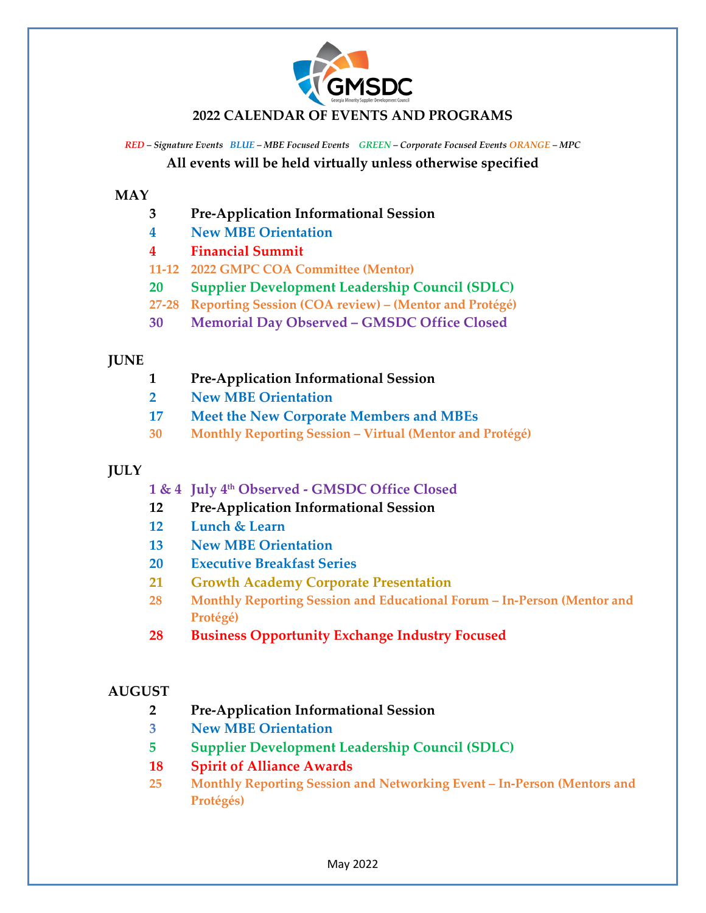# 2022 CALENDAR OF EVENTS AND PROGRAMS

*RED – Signature Events BLUE – MBE Focused Events GREEN – Corporate Focused Events ORANGE – MPC*

**All events will be held virtually unless otherwise specified**

## MAY

- **3** **Pre-Application Informational Session**
- **4** **New MBE Orientation**
- **4** **Financial Summit**
- **11-12** **2022 GMPC COA Committee (Mentor)**
- **20** **Supplier Development Leadership Council (SDLC)**
- **27-28** **Reporting Session (COA review) – (Mentor and Protégé)**
- **30** **Memorial Day Observed – GMSDC Office Closed**

## JUNE

- **1** **Pre-Application Informational Session**
- **2** **New MBE Orientation**
- **17** **Meet the New Corporate Members and MBEs**
- **30** **Monthly Reporting Session – Virtual (Mentor and Protégé)**

## JULY

- **1 & 4** **July 4th Observed - GMSDC Office Closed**
- **12** **Pre-Application Informational Session**
- **12** **Lunch & Learn**
- **13** **New MBE Orientation**
- **20** **Executive Breakfast Series**
- **21** **Growth Academy Corporate Presentation**
- **28** **Monthly Reporting Session and Educational Forum – In-Person (Mentor and Protégé)**
- **28** **Business Opportunity Exchange Industry Focused**

## AUGUST

- **2** **Pre-Application Informational Session**
- **3** **New MBE Orientation**
- **5** **Supplier Development Leadership Council (SDLC)**
- **18** **Spirit of Alliance Awards**
- **25** **Monthly Reporting Session and Networking Event – In-Person (Mentors and Protégés)**

May 2022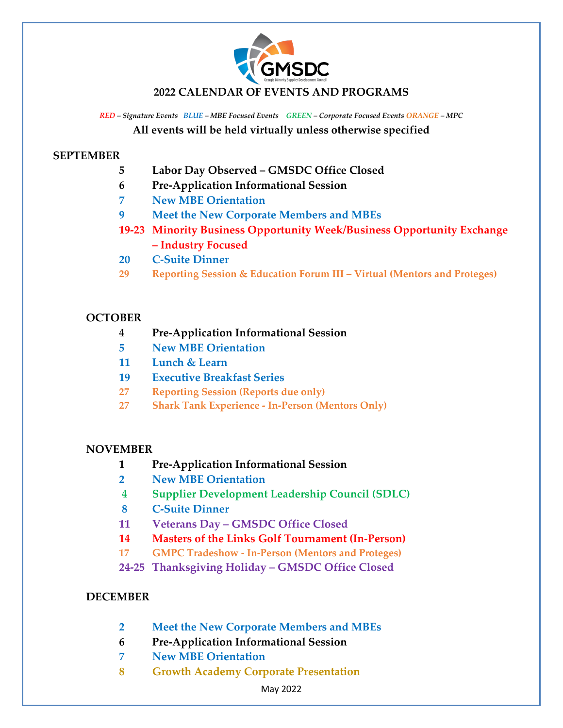# 2022 CALENDAR OF EVENTS AND PROGRAMS

*RED – Signature Events BLUE – MBE Focused Events GREEN – Corporate Focused Events ORANGE – MPC*

**All events will be held virtually unless otherwise specified**

## SEPTEMBER

- **5** Labor Day Observed – GMSDC Office Closed
- **6** Pre-Application Informational Session
- **7** New MBE Orientation
- **9** Meet the New Corporate Members and MBEs
- **19-23** Minority Business Opportunity Week/Business Opportunity Exchange – Industry Focused
- **20** C-Suite Dinner
- **29** Reporting Session & Education Forum III – Virtual (Mentors and Proteges)

## OCTOBER

- **4** Pre-Application Informational Session
- **5** New MBE Orientation
- **11** Lunch & Learn
- **19** Executive Breakfast Series
- **27** Reporting Session (Reports due only)
- **27** Shark Tank Experience - In-Person (Mentors Only)

## NOVEMBER

- **1** Pre-Application Informational Session
- **2** New MBE Orientation
- **4** Supplier Development Leadership Council (SDLC)
- **8** C-Suite Dinner
- **11** Veterans Day – GMSDC Office Closed
- **14** Masters of the Links Golf Tournament (In-Person)
- **17** GMPC Tradeshow - In-Person (Mentors and Proteges)
- **24-25** Thanksgiving Holiday – GMSDC Office Closed

## DECEMBER

- **2** Meet the New Corporate Members and MBEs
- **6** Pre-Application Informational Session
- **7** New MBE Orientation
- **8** Growth Academy Corporate Presentation

May 2022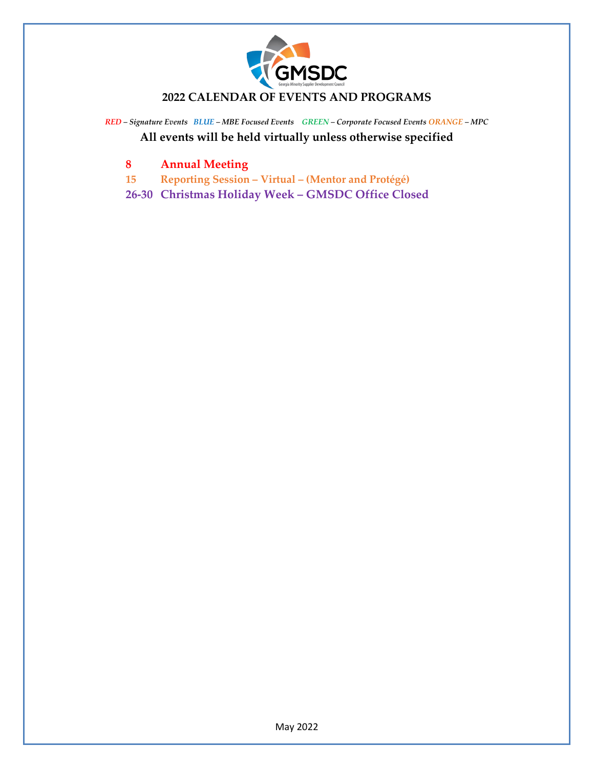# 2022 CALENDAR OF EVENTS AND PROGRAMS

*RED – Signature Events BLUE – MBE Focused Events GREEN – Corporate Focused Events ORANGE – MPC*

**All events will be held virtually unless otherwise specified**

| | |
|---|---|
| **8** | **Annual Meeting** |
| **15** | **Reporting Session – Virtual – (Mentor and Protégé)** |
| **26-30** | **Christmas Holiday Week – GMSDC Office Closed** |

May 2022